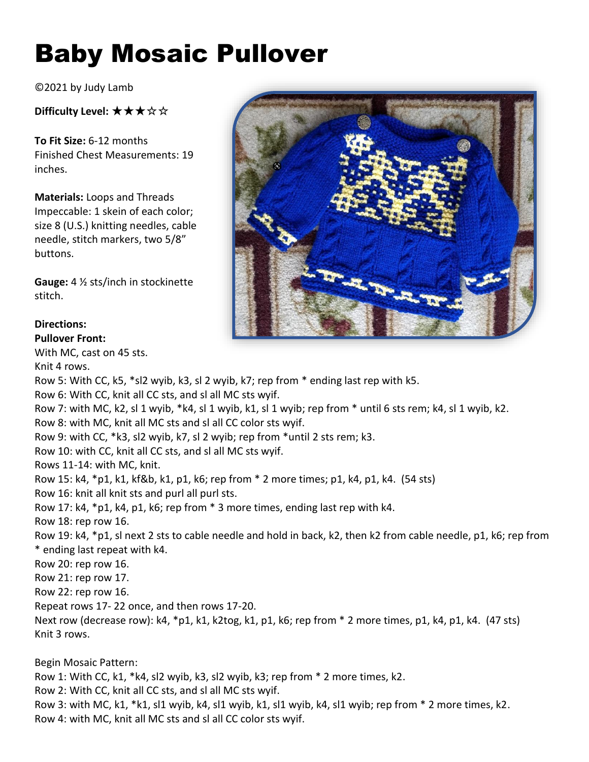# Baby Mosaic Pullover

©2021 by Judy Lamb

**Difficulty Level:** ★★★☆☆

**To Fit Size:** 6-12 months
Finished Chest Measurements: 19 inches.

**Materials:** Loops and Threads Impeccable: 1 skein of each color; size 8 (U.S.) knitting needles, cable needle, stitch markers, two 5/8" buttons.

**Gauge:** 4 ½ sts/inch in stockinette stitch.

**Directions:**

**Pullover Front:**

With MC, cast on 45 sts.

Knit 4 rows.

Row 5: With CC, k5, *sl2 wyib, k3, sl 2 wyib, k7; rep from * ending last rep with k5.

Row 6: With CC, knit all CC sts, and sl all MC sts wyif.

Row 7: with MC, k2, sl 1 wyib, *k4, sl 1 wyib, k1, sl 1 wyib; rep from * until 6 sts rem; k4, sl 1 wyib, k2.

Row 8: with MC, knit all MC sts and sl all CC color sts wyif.

Row 9: with CC, *k3, sl2 wyib, k7, sl 2 wyib; rep from *until 2 sts rem; k3.

Row 10: with CC, knit all CC sts, and sl all MC sts wyif.

Rows 11-14: with MC, knit.

Row 15: k4, *p1, k1, kf&b, k1, p1, k6; rep from * 2 more times; p1, k4, p1, k4. (54 sts)

Row 16: knit all knit sts and purl all purl sts.

Row 17: k4, *p1, k4, p1, k6; rep from * 3 more times, ending last rep with k4.

Row 18: rep row 16.

Row 19: k4, *p1, sl next 2 sts to cable needle and hold in back, k2, then k2 from cable needle, p1, k6; rep from * ending last repeat with k4.

Row 20: rep row 16.

Row 21: rep row 17.

Row 22: rep row 16.

Repeat rows 17- 22 once, and then rows 17-20.

Next row (decrease row): k4, *p1, k1, k2tog, k1, p1, k6; rep from * 2 more times, p1, k4, p1, k4. (47 sts)

Knit 3 rows.

Begin Mosaic Pattern:

Row 1: With CC, k1, *k4, sl2 wyib, k3, sl2 wyib, k3; rep from * 2 more times, k2.

Row 2: With CC, knit all CC sts, and sl all MC sts wyif.

Row 3: with MC, k1, *k1, sl1 wyib, k4, sl1 wyib, k1, sl1 wyib, k4, sl1 wyib; rep from * 2 more times, k2.

Row 4: with MC, knit all MC sts and sl all CC color sts wyif.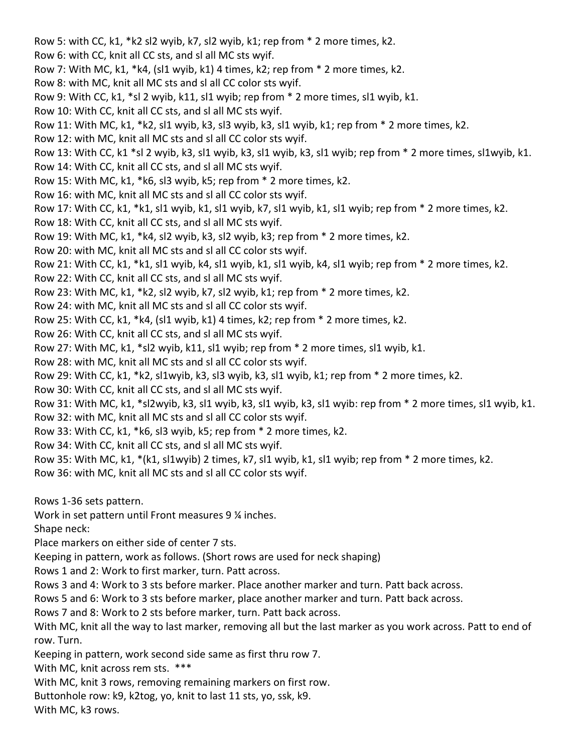Row 5: with CC, k1, *k2 sl2 wyib, k7, sl2 wyib, k1; rep from * 2 more times, k2.
Row 6: with CC, knit all CC sts, and sl all MC sts wyif.
Row 7: With MC, k1, *k4, (sl1 wyib, k1) 4 times, k2; rep from * 2 more times, k2.
Row 8: with MC, knit all MC sts and sl all CC color sts wyif.
Row 9: With CC, k1, *sl 2 wyib, k11, sl1 wyib; rep from * 2 more times, sl1 wyib, k1.
Row 10: With CC, knit all CC sts, and sl all MC sts wyif.
Row 11: With MC, k1, *k2, sl1 wyib, k3, sl3 wyib, k3, sl1 wyib, k1; rep from * 2 more times, k2.
Row 12: with MC, knit all MC sts and sl all CC color sts wyif.
Row 13: With CC, k1 *sl 2 wyib, k3, sl1 wyib, k3, sl1 wyib, k3, sl1 wyib; rep from * 2 more times, sl1wyib, k1.
Row 14: With CC, knit all CC sts, and sl all MC sts wyif.
Row 15: With MC, k1, *k6, sl3 wyib, k5; rep from * 2 more times, k2.
Row 16: with MC, knit all MC sts and sl all CC color sts wyif.
Row 17: With CC, k1, *k1, sl1 wyib, k1, sl1 wyib, k7, sl1 wyib, k1, sl1 wyib; rep from * 2 more times, k2.
Row 18: With CC, knit all CC sts, and sl all MC sts wyif.
Row 19: With MC, k1, *k4, sl2 wyib, k3, sl2 wyib, k3; rep from * 2 more times, k2.
Row 20: with MC, knit all MC sts and sl all CC color sts wyif.
Row 21: With CC, k1, *k1, sl1 wyib, k4, sl1 wyib, k1, sl1 wyib, k4, sl1 wyib; rep from * 2 more times, k2.
Row 22: With CC, knit all CC sts, and sl all MC sts wyif.
Row 23: With MC, k1, *k2, sl2 wyib, k7, sl2 wyib, k1; rep from * 2 more times, k2.
Row 24: with MC, knit all MC sts and sl all CC color sts wyif.
Row 25: With CC, k1, *k4, (sl1 wyib, k1) 4 times, k2; rep from * 2 more times, k2.
Row 26: With CC, knit all CC sts, and sl all MC sts wyif.
Row 27: With MC, k1, *sl2 wyib, k11, sl1 wyib; rep from * 2 more times, sl1 wyib, k1.
Row 28: with MC, knit all MC sts and sl all CC color sts wyif.
Row 29: With CC, k1, *k2, sl1wyib, k3, sl3 wyib, k3, sl1 wyib, k1; rep from * 2 more times, k2.
Row 30: With CC, knit all CC sts, and sl all MC sts wyif.
Row 31: With MC, k1, *sl2wyib, k3, sl1 wyib, k3, sl1 wyib, k3, sl1 wyib: rep from * 2 more times, sl1 wyib, k1.
Row 32: with MC, knit all MC sts and sl all CC color sts wyif.
Row 33: With CC, k1, *k6, sl3 wyib, k5; rep from * 2 more times, k2.
Row 34: With CC, knit all CC sts, and sl all MC sts wyif.
Row 35: With MC, k1, *(k1, sl1wyib) 2 times, k7, sl1 wyib, k1, sl1 wyib; rep from * 2 more times, k2.
Row 36: with MC, knit all MC sts and sl all CC color sts wyif.

Rows 1-36 sets pattern.
Work in set pattern until Front measures 9 ¼ inches.
Shape neck:
Place markers on either side of center 7 sts.
Keeping in pattern, work as follows. (Short rows are used for neck shaping)
Rows 1 and 2: Work to first marker, turn. Patt across.
Rows 3 and 4: Work to 3 sts before marker. Place another marker and turn. Patt back across.
Rows 5 and 6: Work to 3 sts before marker, place another marker and turn. Patt back across.
Rows 7 and 8: Work to 2 sts before marker, turn. Patt back across.
With MC, knit all the way to last marker, removing all but the last marker as you work across. Patt to end of row. Turn.
Keeping in pattern, work second side same as first thru row 7.
With MC, knit across rem sts. ***
With MC, knit 3 rows, removing remaining markers on first row.
Buttonhole row: k9, k2tog, yo, knit to last 11 sts, yo, ssk, k9.
With MC, k3 rows.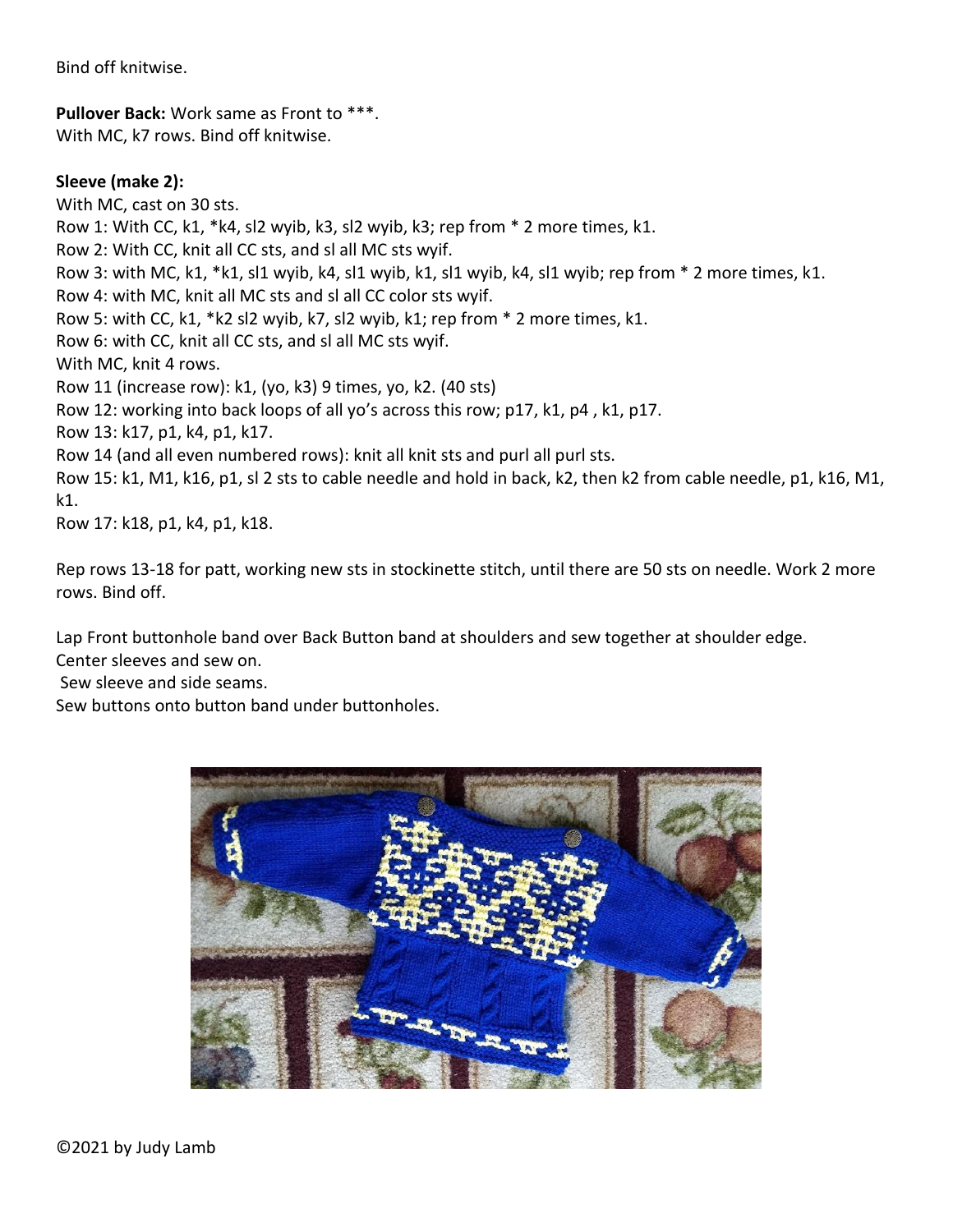Bind off knitwise.

**Pullover Back:** Work same as Front to ***.
With MC, k7 rows. Bind off knitwise.

**Sleeve (make 2):**
With MC, cast on 30 sts.
Row 1: With CC, k1, *k4, sl2 wyib, k3, sl2 wyib, k3; rep from * 2 more times, k1.
Row 2: With CC, knit all CC sts, and sl all MC sts wyif.
Row 3: with MC, k1, *k1, sl1 wyib, k4, sl1 wyib, k1, sl1 wyib, k4, sl1 wyib; rep from * 2 more times, k1.
Row 4: with MC, knit all MC sts and sl all CC color sts wyif.
Row 5: with CC, k1, *k2 sl2 wyib, k7, sl2 wyib, k1; rep from * 2 more times, k1.
Row 6: with CC, knit all CC sts, and sl all MC sts wyif.
With MC, knit 4 rows.
Row 11 (increase row): k1, (yo, k3) 9 times, yo, k2. (40 sts)
Row 12: working into back loops of all yo's across this row; p17, k1, p4 , k1, p17.
Row 13: k17, p1, k4, p1, k17.
Row 14 (and all even numbered rows): knit all knit sts and purl all purl sts.
Row 15: k1, M1, k16, p1, sl 2 sts to cable needle and hold in back, k2, then k2 from cable needle, p1, k16, M1, k1.
Row 17: k18, p1, k4, p1, k18.

Rep rows 13-18 for patt, working new sts in stockinette stitch, until there are 50 sts on needle. Work 2 more rows. Bind off.

Lap Front buttonhole band over Back Button band at shoulders and sew together at shoulder edge.
Center sleeves and sew on.
Sew sleeve and side seams.
Sew buttons onto button band under buttonholes.

©2021 by Judy Lamb